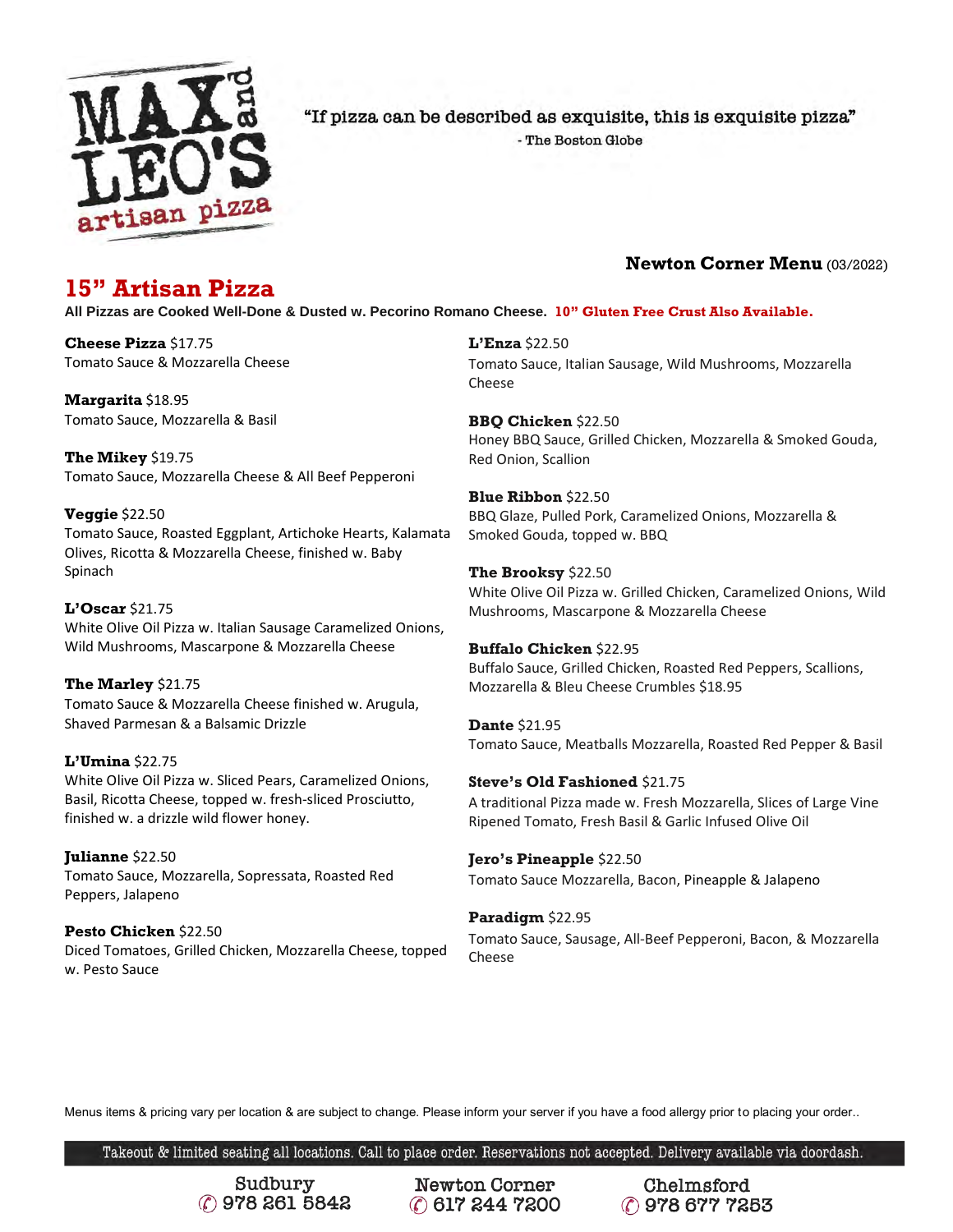# MAX and LEO'S artisan pizza

"If pizza can be described as exquisite, this is exquisite pizza"
- The Boston Globe

**Newton Corner Menu** (03/2022)

## 15" Artisan Pizza

**All Pizzas are Cooked Well-Done & Dusted w. Pecorino Romano Cheese. 10" Gluten Free Crust Also Available.**

**Cheese Pizza** $17.75
Tomato Sauce & Mozzarella Cheese

**Margarita** $18.95
Tomato Sauce, Mozzarella & Basil

**The Mikey** $19.75
Tomato Sauce, Mozzarella Cheese & All Beef Pepperoni

**Veggie** $22.50
Tomato Sauce, Roasted Eggplant, Artichoke Hearts, Kalamata Olives, Ricotta & Mozzarella Cheese, finished w. Baby Spinach

**L'Oscar** $21.75
White Olive Oil Pizza w. Italian Sausage Caramelized Onions, Wild Mushrooms, Mascarpone & Mozzarella Cheese

**The Marley** $21.75
Tomato Sauce & Mozzarella Cheese finished w. Arugula, Shaved Parmesan & a Balsamic Drizzle

**L'Umina** $22.75
White Olive Oil Pizza w. Sliced Pears, Caramelized Onions, Basil, Ricotta Cheese, topped w. fresh-sliced Prosciutto, finished w. a drizzle wild flower honey.

**Julianne** $22.50
Tomato Sauce, Mozzarella, Sopressata, Roasted Red Peppers, Jalapeno

**Pesto Chicken** $22.50
Diced Tomatoes, Grilled Chicken, Mozzarella Cheese, topped w. Pesto Sauce

**L'Enza** $22.50
Tomato Sauce, Italian Sausage, Wild Mushrooms, Mozzarella Cheese

**BBQ Chicken** $22.50
Honey BBQ Sauce, Grilled Chicken, Mozzarella & Smoked Gouda, Red Onion, Scallion

**Blue Ribbon** $22.50
BBQ Glaze, Pulled Pork, Caramelized Onions, Mozzarella & Smoked Gouda, topped w. BBQ

**The Brooksy** $22.50
White Olive Oil Pizza w. Grilled Chicken, Caramelized Onions, Wild Mushrooms, Mascarpone & Mozzarella Cheese

**Buffalo Chicken** $22.95
Buffalo Sauce, Grilled Chicken, Roasted Red Peppers, Scallions, Mozzarella & Bleu Cheese Crumbles $18.95

**Dante** $21.95
Tomato Sauce, Meatballs Mozzarella, Roasted Red Pepper & Basil

**Steve's Old Fashioned** $21.75
A traditional Pizza made w. Fresh Mozzarella, Slices of Large Vine Ripened Tomato, Fresh Basil & Garlic Infused Olive Oil

**Jero's Pineapple** $22.50
Tomato Sauce Mozzarella, Bacon, Pineapple & Jalapeno

**Paradigm** $22.95
Tomato Sauce, Sausage, All-Beef Pepperoni, Bacon, & Mozzarella Cheese

Menus items & pricing vary per location & are subject to change. Please inform your server if you have a food allergy prior to placing your order..

Takeout & limited seating all locations. Call to place order. Reservations not accepted. Delivery available via doordash.

Sudbury 978 261 5842 | Newton Corner 617 244 7200 | Chelmsford 978 677 7253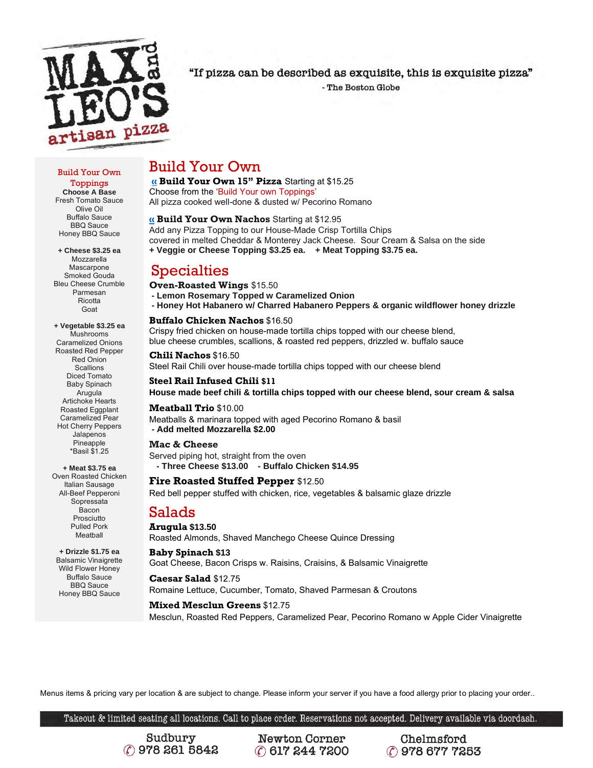# MAX and LEO'S artisan pizza

"If pizza can be described as exquisite, this is exquisite pizza"
- The Boston Globe

## Build Your Own

**« Build Your Own 15" Pizza** Starting at $15.25
Choose from the 'Build Your own Toppings'
All pizza cooked well-done & dusted w/ Pecorino Romano

**« Build Your Own Nachos** Starting at $12.95
Add any Pizza Topping to our House-Made Crisp Tortilla Chips
covered in melted Cheddar & Monterey Jack Cheese. Sour Cream & Salsa on the side
**+ Veggie or Cheese Topping $3.25 ea. + Meat Topping $3.75 ea.**

## Specialties

**Oven-Roasted Wings** $15.50
- **Lemon Rosemary Topped w Caramelized Onion**
- **Honey Hot Habanero w/ Charred Habanero Peppers & organic wildflower honey drizzle**

**Buffalo Chicken Nachos** $16.50
Crispy fried chicken on house-made tortilla chips topped with our cheese blend,
blue cheese crumbles, scallions, & roasted red peppers, drizzled w. buffalo sauce

**Chili Nachos** $16.50
Steel Rail Chili over house-made tortilla chips topped with our cheese blend

**Steel Rail Infused Chili $11**
**House made beef chili & tortilla chips topped with our cheese blend, sour cream & salsa**

**Meatball Trio** $10.00
Meatballs & marinara topped with aged Pecorino Romano & basil
- **Add melted Mozzarella $2.00**

**Mac & Cheese**
Served piping hot, straight from the oven
- **Three Cheese $13.00** - **Buffalo Chicken $14.95**

**Fire Roasted Stuffed Pepper** $12.50
Red bell pepper stuffed with chicken, rice, vegetables & balsamic glaze drizzle

## Salads

**Arugula $13.50**
Roasted Almonds, Shaved Manchego Cheese Quince Dressing

**Baby Spinach $13**
Goat Cheese, Bacon Crisps w. Raisins, Craisins, & Balsamic Vinaigrette

**Caesar Salad** $12.75
Romaine Lettuce, Cucumber, Tomato, Shaved Parmesan & Croutons

**Mixed Mesclun Greens** $12.75
Mesclun, Roasted Red Peppers, Caramelized Pear, Pecorino Romano w Apple Cider Vinaigrette

### Build Your Own Toppings

**Choose A Base**
Fresh Tomato Sauce
Olive Oil
Buffalo Sauce
BBQ Sauce
Honey BBQ Sauce

**+ Cheese $3.25 ea**
Mozzarella
Mascarpone
Smoked Gouda
Bleu Cheese Crumble
Parmesan
Ricotta
Goat

**+ Vegetable $3.25 ea**
Mushrooms
Caramelized Onions
Roasted Red Pepper
Red Onion
Scallions
Diced Tomato
Baby Spinach
Arugula
Artichoke Hearts
Roasted Eggplant
Caramelized Pear
Hot Cherry Peppers
Jalapenos
Pineapple
*Basil $1.25

**+ Meat $3.75 ea**
Oven Roasted Chicken
Italian Sausage
All-Beef Pepperoni
Sopressata
Bacon
Prosciutto
Pulled Pork
Meatball

**+ Drizzle $1.75 ea**
Balsamic Vinaigrette
Wild Flower Honey
Buffalo Sauce
BBQ Sauce
Honey BBQ Sauce

Menus items & pricing vary per location & are subject to change. Please inform your server if you have a food allergy prior to placing your order..

Takeout & limited seating all locations. Call to place order. Reservations not accepted. Delivery available via doordash.

Sudbury ✆ 978 261 5842 | Newton Corner ✆ 617 244 7200 | Chelmsford ✆ 978 677 7253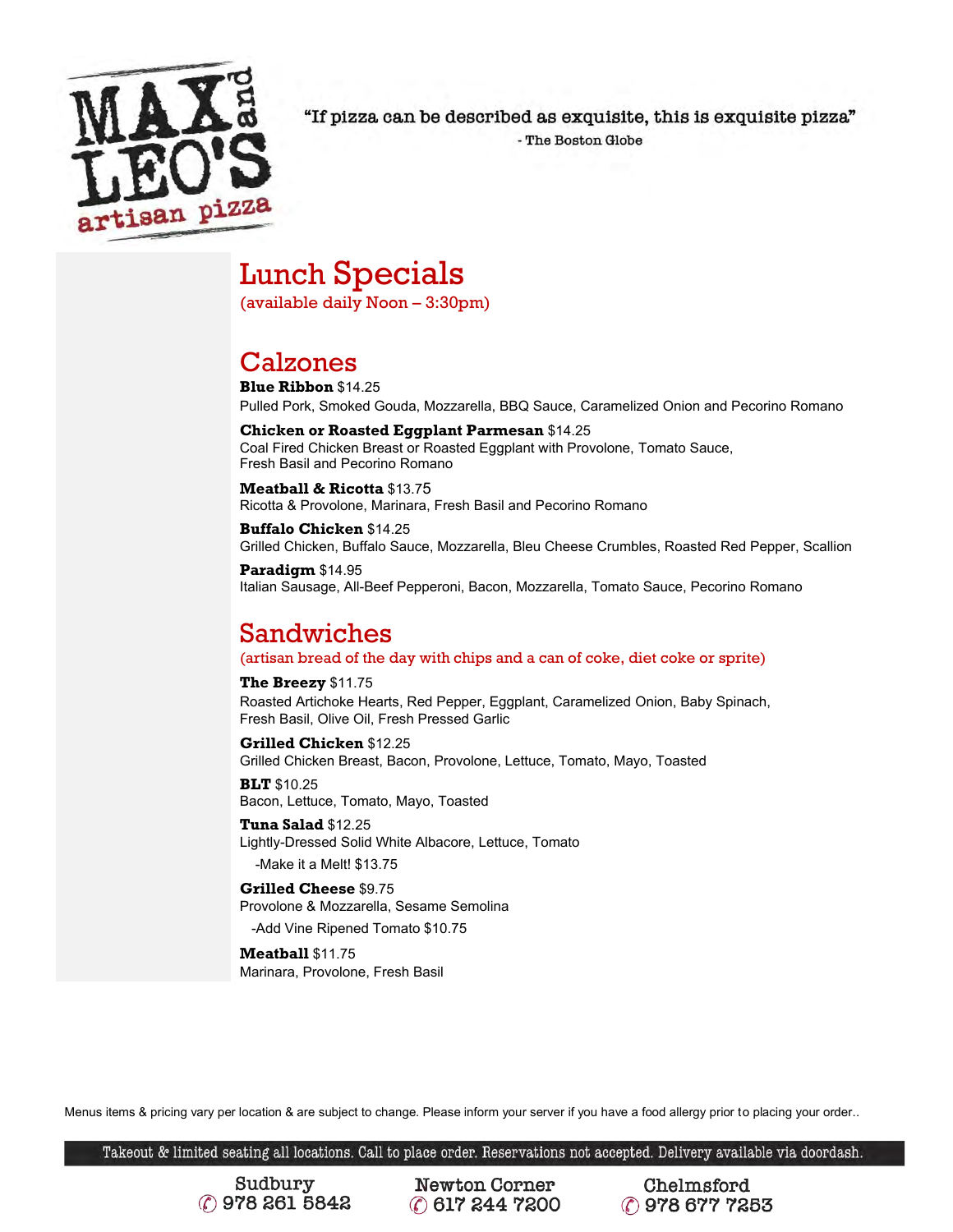# MAX and LEO'S artisan pizza

"If pizza can be described as exquisite, this is exquisite pizza"
- The Boston Globe

## Lunch Specials

(available daily Noon – 3:30pm)

### Calzones

**Blue Ribbon** $14.25
Pulled Pork, Smoked Gouda, Mozzarella, BBQ Sauce, Caramelized Onion and Pecorino Romano

**Chicken or Roasted Eggplant Parmesan** $14.25
Coal Fired Chicken Breast or Roasted Eggplant with Provolone, Tomato Sauce, Fresh Basil and Pecorino Romano

**Meatball & Ricotta** $13.75
Ricotta & Provolone, Marinara, Fresh Basil and Pecorino Romano

**Buffalo Chicken** $14.25
Grilled Chicken, Buffalo Sauce, Mozzarella, Bleu Cheese Crumbles, Roasted Red Pepper, Scallion

**Paradigm** $14.95
Italian Sausage, All-Beef Pepperoni, Bacon, Mozzarella, Tomato Sauce, Pecorino Romano

### Sandwiches

(artisan bread of the day with chips and a can of coke, diet coke or sprite)

**The Breezy** $11.75
Roasted Artichoke Hearts, Red Pepper, Eggplant, Caramelized Onion, Baby Spinach, Fresh Basil, Olive Oil, Fresh Pressed Garlic

**Grilled Chicken** $12.25
Grilled Chicken Breast, Bacon, Provolone, Lettuce, Tomato, Mayo, Toasted

**BLT** $10.25
Bacon, Lettuce, Tomato, Mayo, Toasted

**Tuna Salad** $12.25
Lightly-Dressed Solid White Albacore, Lettuce, Tomato
-Make it a Melt! $13.75

**Grilled Cheese** $9.75
Provolone & Mozzarella, Sesame Semolina
-Add Vine Ripened Tomato $10.75

**Meatball** $11.75
Marinara, Provolone, Fresh Basil

Menus items & pricing vary per location & are subject to change. Please inform your server if you have a food allergy prior to placing your order..

Takeout & limited seating all locations. Call to place order. Reservations not accepted. Delivery available via doordash.

Sudbury ✆ 978 261 5842 | Newton Corner ✆ 617 244 7200 | Chelmsford ✆ 978 677 7253